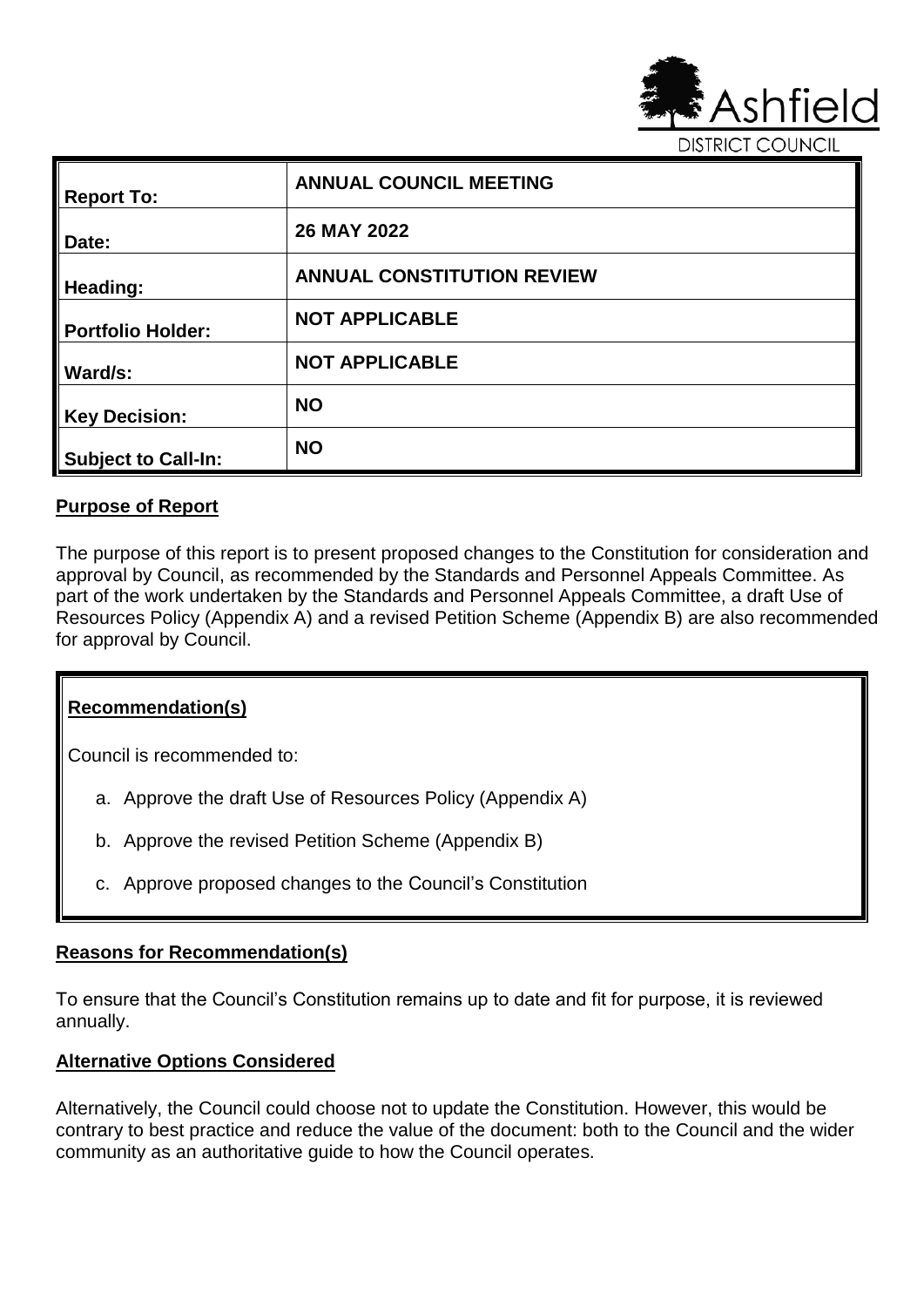Ashfield
DISTRICT COUNCIL

| | |
|---|---|
| **Report To:** | **ANNUAL COUNCIL MEETING** |
| **Date:** | **26 MAY 2022** |
| **Heading:** | **ANNUAL CONSTITUTION REVIEW** |
| **Portfolio Holder:** | **NOT APPLICABLE** |
| **Ward/s:** | **NOT APPLICABLE** |
| **Key Decision:** | **NO** |
| **Subject to Call-In:** | **NO** |

## Purpose of Report

The purpose of this report is to present proposed changes to the Constitution for consideration and approval by Council, as recommended by the Standards and Personnel Appeals Committee. As part of the work undertaken by the Standards and Personnel Appeals Committee, a draft Use of Resources Policy (Appendix A) and a revised Petition Scheme (Appendix B) are also recommended for approval by Council.

## Recommendation(s)

Council is recommended to:

a. Approve the draft Use of Resources Policy (Appendix A)

b. Approve the revised Petition Scheme (Appendix B)

c. Approve proposed changes to the Council's Constitution

## Reasons for Recommendation(s)

To ensure that the Council's Constitution remains up to date and fit for purpose, it is reviewed annually.

## Alternative Options Considered

Alternatively, the Council could choose not to update the Constitution. However, this would be contrary to best practice and reduce the value of the document: both to the Council and the wider community as an authoritative guide to how the Council operates.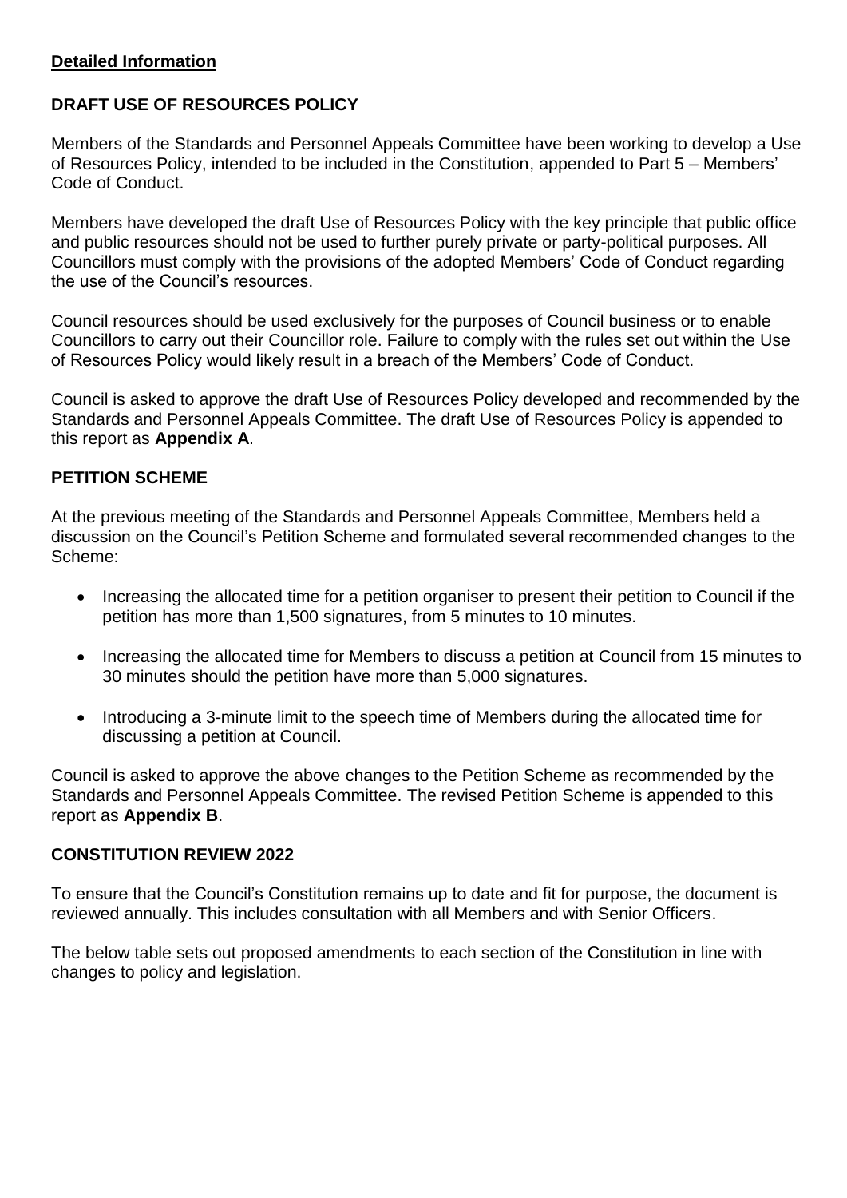**Detailed Information**

**DRAFT USE OF RESOURCES POLICY**

Members of the Standards and Personnel Appeals Committee have been working to develop a Use of Resources Policy, intended to be included in the Constitution, appended to Part 5 – Members' Code of Conduct.

Members have developed the draft Use of Resources Policy with the key principle that public office and public resources should not be used to further purely private or party-political purposes. All Councillors must comply with the provisions of the adopted Members' Code of Conduct regarding the use of the Council's resources.

Council resources should be used exclusively for the purposes of Council business or to enable Councillors to carry out their Councillor role. Failure to comply with the rules set out within the Use of Resources Policy would likely result in a breach of the Members' Code of Conduct.

Council is asked to approve the draft Use of Resources Policy developed and recommended by the Standards and Personnel Appeals Committee. The draft Use of Resources Policy is appended to this report as **Appendix A**.

**PETITION SCHEME**

At the previous meeting of the Standards and Personnel Appeals Committee, Members held a discussion on the Council's Petition Scheme and formulated several recommended changes to the Scheme:

- Increasing the allocated time for a petition organiser to present their petition to Council if the petition has more than 1,500 signatures, from 5 minutes to 10 minutes.
- Increasing the allocated time for Members to discuss a petition at Council from 15 minutes to 30 minutes should the petition have more than 5,000 signatures.
- Introducing a 3-minute limit to the speech time of Members during the allocated time for discussing a petition at Council.

Council is asked to approve the above changes to the Petition Scheme as recommended by the Standards and Personnel Appeals Committee. The revised Petition Scheme is appended to this report as **Appendix B**.

**CONSTITUTION REVIEW 2022**

To ensure that the Council's Constitution remains up to date and fit for purpose, the document is reviewed annually. This includes consultation with all Members and with Senior Officers.

The below table sets out proposed amendments to each section of the Constitution in line with changes to policy and legislation.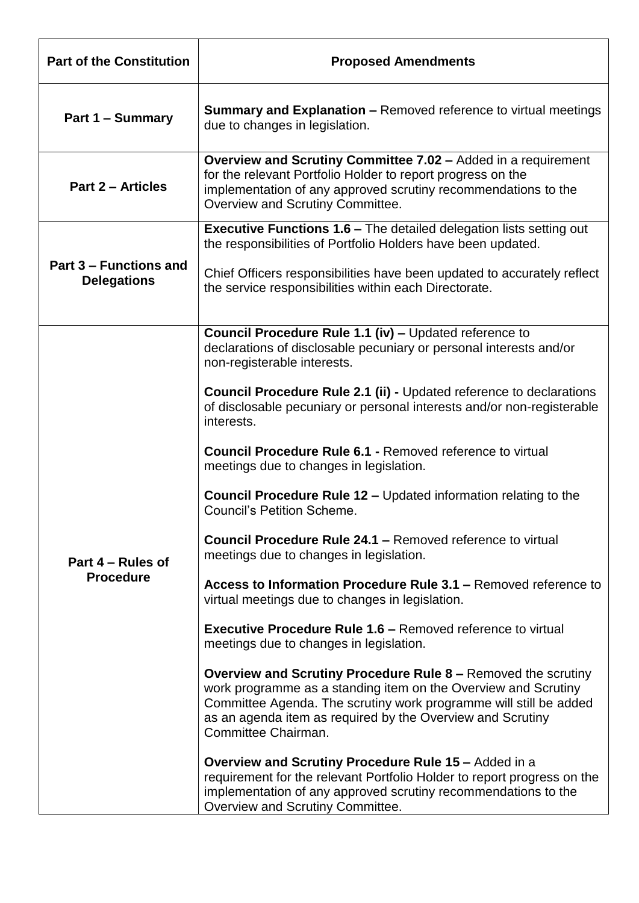| Part of the Constitution | Proposed Amendments |
|---|---|
| **Part 1 – Summary** | **Summary and Explanation –** Removed reference to virtual meetings due to changes in legislation. |
| **Part 2 – Articles** | **Overview and Scrutiny Committee 7.02 –** Added in a requirement for the relevant Portfolio Holder to report progress on the implementation of any approved scrutiny recommendations to the Overview and Scrutiny Committee. |
| **Part 3 – Functions and Delegations** | **Executive Functions 1.6 –** The detailed delegation lists setting out the responsibilities of Portfolio Holders have been updated.<br><br>Chief Officers responsibilities have been updated to accurately reflect the service responsibilities within each Directorate. |
| **Part 4 – Rules of Procedure** | **Council Procedure Rule 1.1 (iv) –** Updated reference to declarations of disclosable pecuniary or personal interests and/or non-registerable interests.<br><br>**Council Procedure Rule 2.1 (ii) -** Updated reference to declarations of disclosable pecuniary or personal interests and/or non-registerable interests.<br><br>**Council Procedure Rule 6.1 -** Removed reference to virtual meetings due to changes in legislation.<br><br>**Council Procedure Rule 12 –** Updated information relating to the Council's Petition Scheme.<br><br>**Council Procedure Rule 24.1 –** Removed reference to virtual meetings due to changes in legislation.<br><br>**Access to Information Procedure Rule 3.1 –** Removed reference to virtual meetings due to changes in legislation.<br><br>**Executive Procedure Rule 1.6 –** Removed reference to virtual meetings due to changes in legislation.<br><br>**Overview and Scrutiny Procedure Rule 8 –** Removed the scrutiny work programme as a standing item on the Overview and Scrutiny Committee Agenda. The scrutiny work programme will still be added as an agenda item as required by the Overview and Scrutiny Committee Chairman.<br><br>**Overview and Scrutiny Procedure Rule 15 –** Added in a requirement for the relevant Portfolio Holder to report progress on the implementation of any approved scrutiny recommendations to the Overview and Scrutiny Committee. |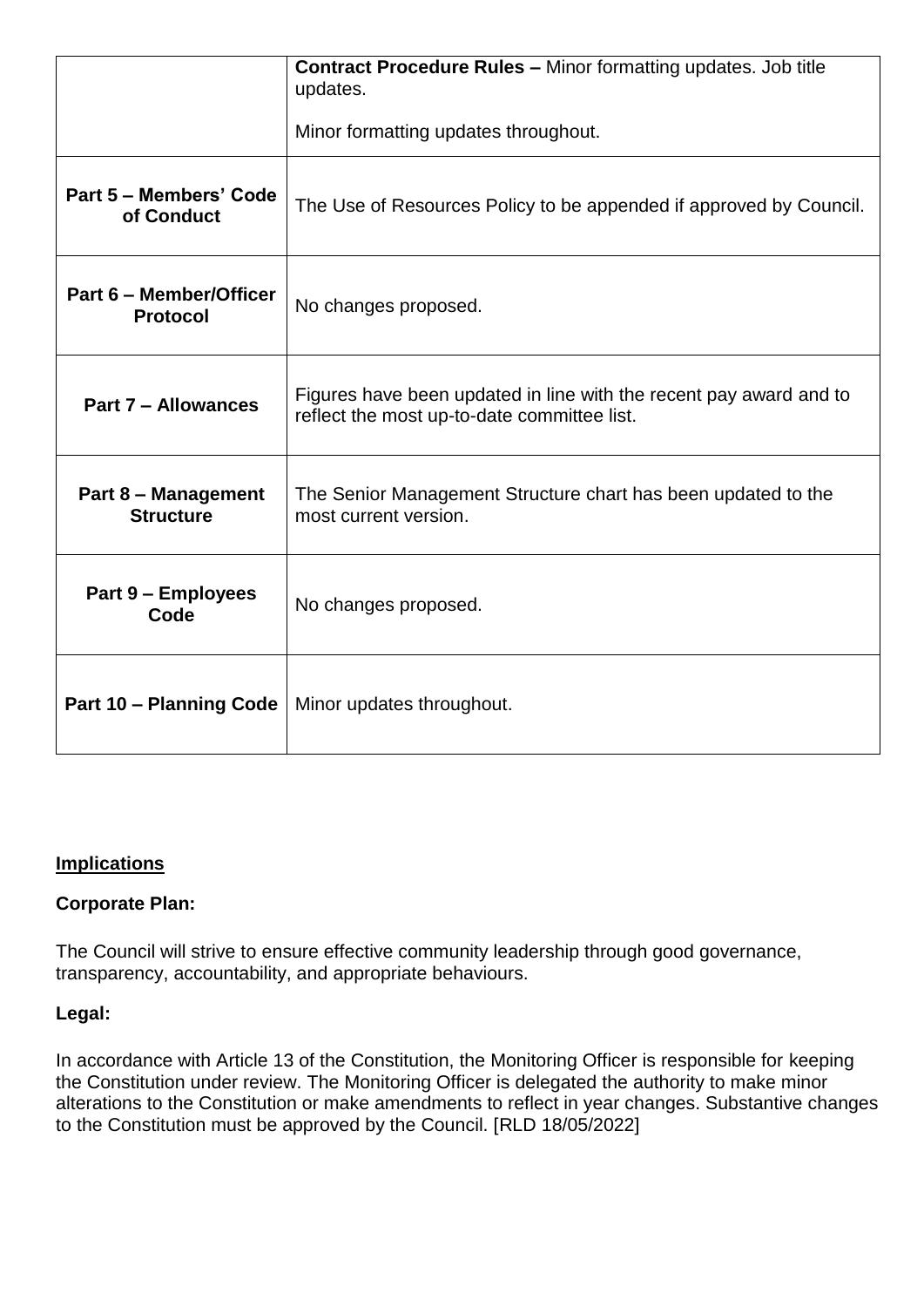| | |
|---|---|
| | **Contract Procedure Rules –** Minor formatting updates. Job title updates.<br><br>Minor formatting updates throughout. |
| **Part 5 – Members' Code of Conduct** | The Use of Resources Policy to be appended if approved by Council. |
| **Part 6 – Member/Officer Protocol** | No changes proposed. |
| **Part 7 – Allowances** | Figures have been updated in line with the recent pay award and to reflect the most up-to-date committee list. |
| **Part 8 – Management Structure** | The Senior Management Structure chart has been updated to the most current version. |
| **Part 9 – Employees Code** | No changes proposed. |
| **Part 10 – Planning Code** | Minor updates throughout. |

## Implications

### Corporate Plan:

The Council will strive to ensure effective community leadership through good governance, transparency, accountability, and appropriate behaviours.

### Legal:

In accordance with Article 13 of the Constitution, the Monitoring Officer is responsible for keeping the Constitution under review. The Monitoring Officer is delegated the authority to make minor alterations to the Constitution or make amendments to reflect in year changes. Substantive changes to the Constitution must be approved by the Council. [RLD 18/05/2022]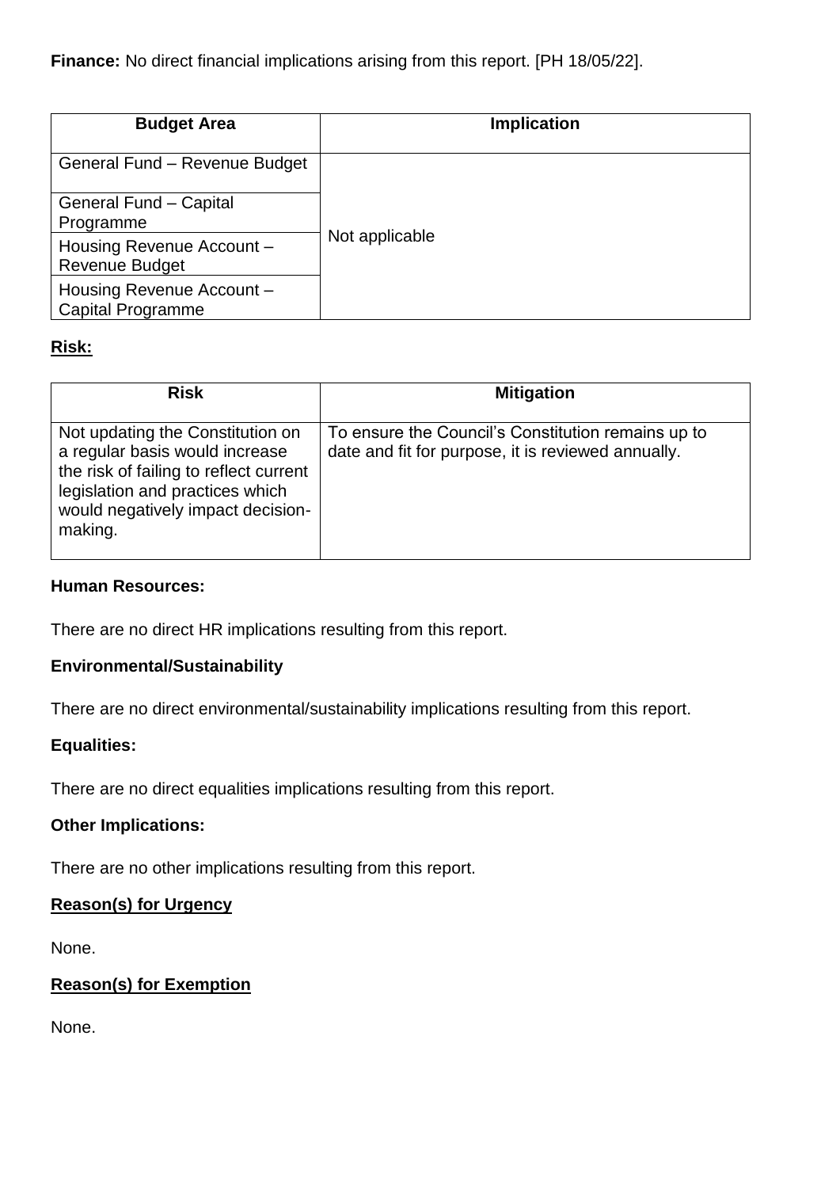**Finance:** No direct financial implications arising from this report. [PH 18/05/22].

| Budget Area | Implication |
|---|---|
| General Fund – Revenue Budget | Not applicable |
| General Fund – Capital Programme | |
| Housing Revenue Account – Revenue Budget | |
| Housing Revenue Account – Capital Programme | |

**Risk:**

| Risk | Mitigation |
|---|---|
| Not updating the Constitution on a regular basis would increase the risk of failing to reflect current legislation and practices which would negatively impact decision-making. | To ensure the Council's Constitution remains up to date and fit for purpose, it is reviewed annually. |

**Human Resources:**

There are no direct HR implications resulting from this report.

**Environmental/Sustainability**

There are no direct environmental/sustainability implications resulting from this report.

**Equalities:**

There are no direct equalities implications resulting from this report.

**Other Implications:**

There are no other implications resulting from this report.

**Reason(s) for Urgency**

None.

**Reason(s) for Exemption**

None.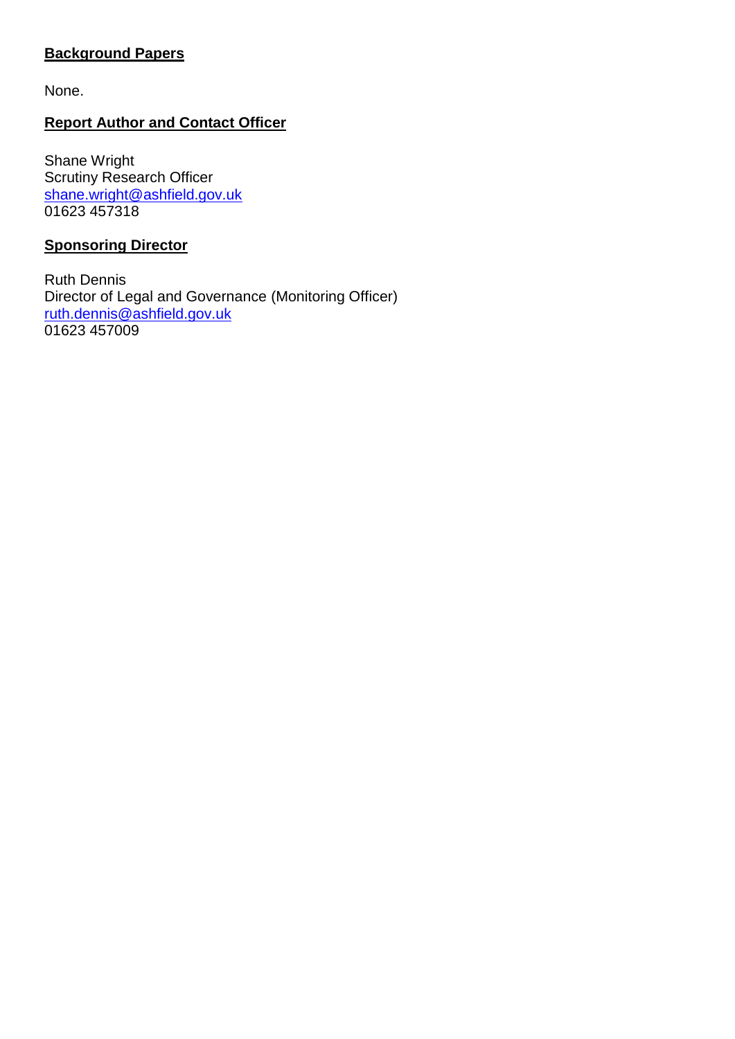**Background Papers**

None.

**Report Author and Contact Officer**

Shane Wright
Scrutiny Research Officer
shane.wright@ashfield.gov.uk
01623 457318

**Sponsoring Director**

Ruth Dennis
Director of Legal and Governance (Monitoring Officer)
ruth.dennis@ashfield.gov.uk
01623 457009